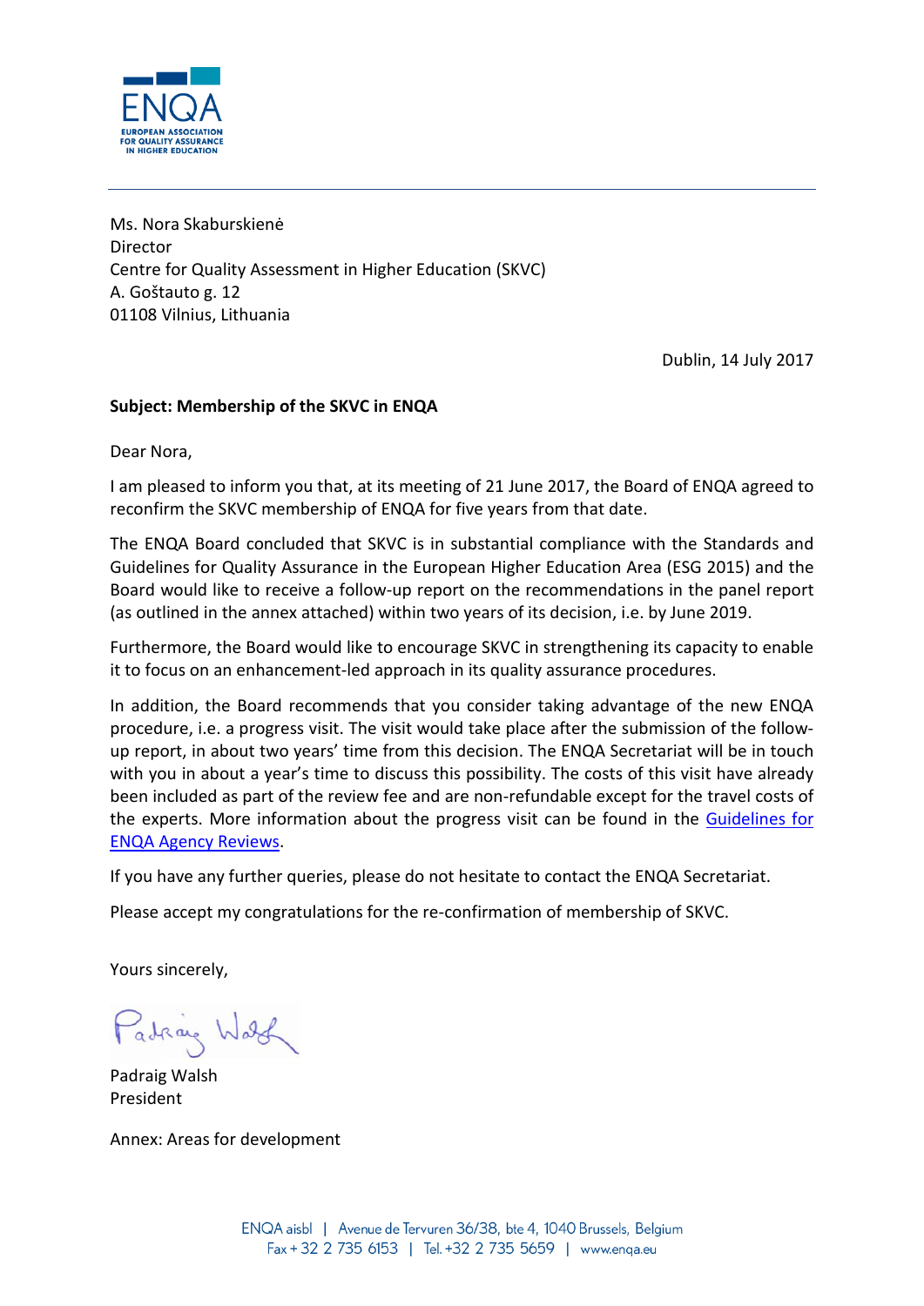Ms. Nora Skaburskienė
Director
Centre for Quality Assessment in Higher Education (SKVC)
A. Goštauto g. 12
01108 Vilnius, Lithuania

Dublin, 14 July 2017

**Subject: Membership of the SKVC in ENQA**

Dear Nora,

I am pleased to inform you that, at its meeting of 21 June 2017, the Board of ENQA agreed to reconfirm the SKVC membership of ENQA for five years from that date.

The ENQA Board concluded that SKVC is in substantial compliance with the Standards and Guidelines for Quality Assurance in the European Higher Education Area (ESG 2015) and the Board would like to receive a follow-up report on the recommendations in the panel report (as outlined in the annex attached) within two years of its decision, i.e. by June 2019.

Furthermore, the Board would like to encourage SKVC in strengthening its capacity to enable it to focus on an enhancement-led approach in its quality assurance procedures.

In addition, the Board recommends that you consider taking advantage of the new ENQA procedure, i.e. a progress visit. The visit would take place after the submission of the follow-up report, in about two years' time from this decision. The ENQA Secretariat will be in touch with you in about a year's time to discuss this possibility. The costs of this visit have already been included as part of the review fee and are non-refundable except for the travel costs of the experts. More information about the progress visit can be found in the Guidelines for ENQA Agency Reviews.

If you have further queries, please do not hesitate to contact the ENQA Secretariat.

Please accept my congratulations for the re-confirmation of membership of SKVC.

Yours sincerely,

Padraig Walsh
President

Annex: Areas for development

ENQA aisbl | Avenue de Tervuren 36/38, bte 4, 1040 Brussels, Belgium
Fax + 32 2 735 6153 | Tel. +32 2 735 5659 | www.enqa.eu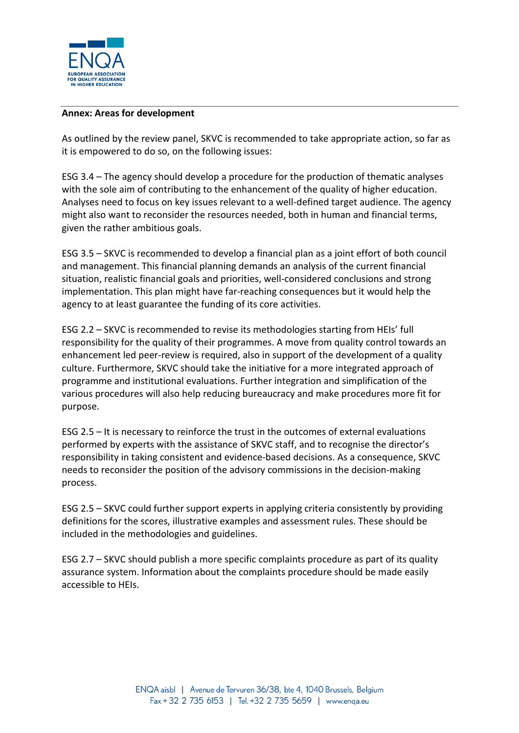**Annex: Areas for development**

As outlined by the review panel, SKVC is recommended to take appropriate action, so far as it is empowered to do so, on the following issues:

ESG 3.4 – The agency should develop a procedure for the production of thematic analyses with the sole aim of contributing to the enhancement of the quality of higher education. Analyses need to focus on key issues relevant to a well-defined target audience. The agency might also want to reconsider the resources needed, both in human and financial terms, given the rather ambitious goals.

ESG 3.5 – SKVC is recommended to develop a financial plan as a joint effort of both council and management. This financial planning demands an analysis of the current financial situation, realistic financial goals and priorities, well-considered conclusions and strong implementation. This plan might have far-reaching consequences but it would help the agency to at least guarantee the funding of its core activities.

ESG 2.2 – SKVC is recommended to revise its methodologies starting from HEIs' full responsibility for the quality of their programmes. A move from quality control towards an enhancement led peer-review is required, also in support of the development of a quality culture. Furthermore, SKVC should take the initiative for a more integrated approach of programme and institutional evaluations. Further integration and simplification of the various procedures will also help reducing bureaucracy and make procedures more fit for purpose.

ESG 2.5 – It is necessary to reinforce the trust in the outcomes of external evaluations performed by experts with the assistance of SKVC staff, and to recognise the director's responsibility in taking consistent and evidence-based decisions. As a consequence, SKVC needs to reconsider the position of the advisory commissions in the decision-making process.

ESG 2.5 – SKVC could further support experts in applying criteria consistently by providing definitions for the scores, illustrative examples and assessment rules. These should be included in the methodologies and guidelines.

ESG 2.7 – SKVC should publish a more specific complaints procedure as part of its quality assurance system. Information about the complaints procedure should be made easily accessible to HEIs.